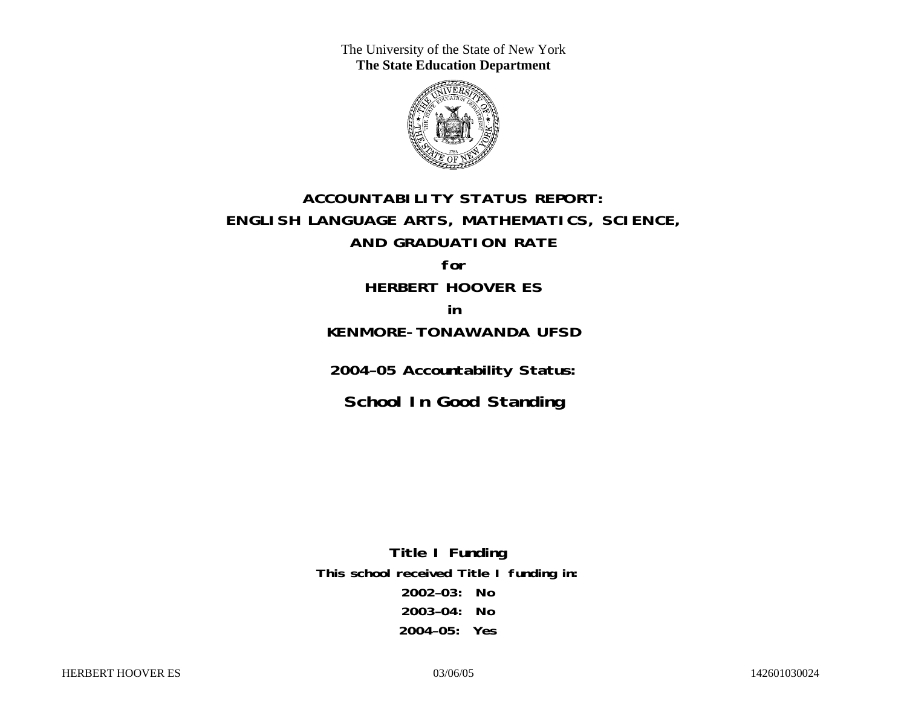The University of the State of New York
**The State Education Department**

# ACCOUNTABILITY STATUS REPORT: ENGLISH LANGUAGE ARTS, MATHEMATICS, SCIENCE, AND GRADUATION RATE

**for**

## HERBERT HOOVER ES

**in**

## KENMORE-TONAWANDA UFSD

**2004–05 Accountability Status:**

## School In Good Standing

**Title I Funding**

**This school received Title I funding in:**

**2002–03: No**

**2003–04: No**

**2004–05: Yes**

HERBERT HOOVER ES 03/06/05 142601030024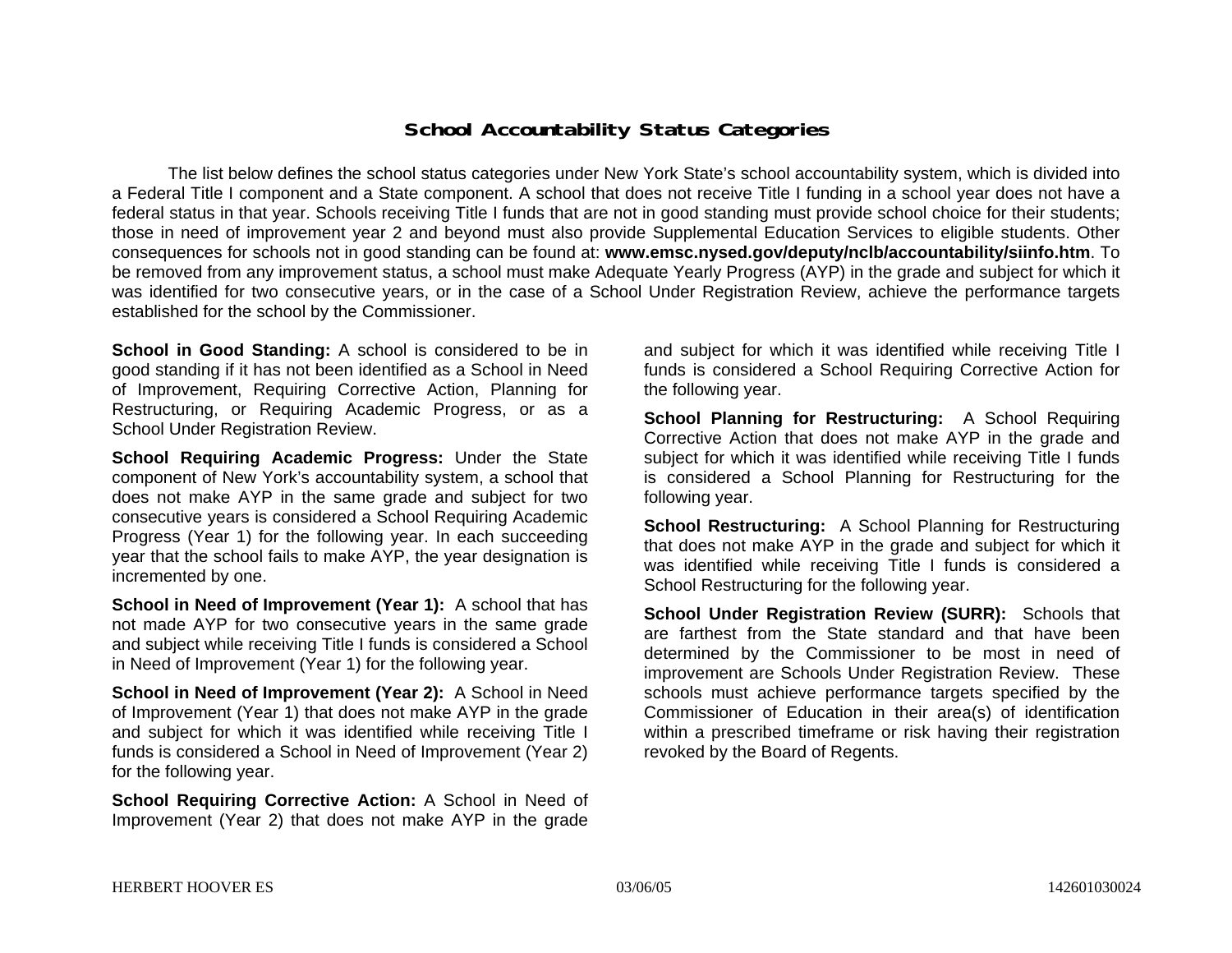# School Accountability Status Categories

The list below defines the school status categories under New York State's school accountability system, which is divided into a Federal Title I component and a State component. A school that does not receive Title I funding in a school year does not have a federal status in that year. Schools receiving Title I funds that are not in good standing must provide school choice for their students; those in need of improvement year 2 and beyond must also provide Supplemental Education Services to eligible students. Other consequences for schools not in good standing can be found at: **www.emsc.nysed.gov/deputy/nclb/accountability/siinfo.htm**. To be removed from any improvement status, a school must make Adequate Yearly Progress (AYP) in the grade and subject for which it was identified for two consecutive years, or in the case of a School Under Registration Review, achieve the performance targets established for the school by the Commissioner.

**School in Good Standing:** A school is considered to be in good standing if it has not been identified as a School in Need of Improvement, Requiring Corrective Action, Planning for Restructuring, or Requiring Academic Progress, or as a School Under Registration Review.

**School Requiring Academic Progress:** Under the State component of New York's accountability system, a school that does not make AYP in the same grade and subject for two consecutive years is considered a School Requiring Academic Progress (Year 1) for the following year. In each succeeding year that the school fails to make AYP, the year designation is incremented by one.

**School in Need of Improvement (Year 1):** A school that has not made AYP for two consecutive years in the same grade and subject while receiving Title I funds is considered a School in Need of Improvement (Year 1) for the following year.

**School in Need of Improvement (Year 2):** A School in Need of Improvement (Year 1) that does not make AYP in the grade and subject for which it was identified while receiving Title I funds is considered a School in Need of Improvement (Year 2) for the following year.

**School Requiring Corrective Action:** A School in Need of Improvement (Year 2) that does not make AYP in the grade and subject for which it was identified while receiving Title I funds is considered a School Requiring Corrective Action for the following year.

**School Planning for Restructuring:** A School Requiring Corrective Action that does not make AYP in the grade and subject for which it was identified while receiving Title I funds is considered a School Planning for Restructuring for the following year.

**School Restructuring:** A School Planning for Restructuring that does not make AYP in the grade and subject for which it was identified while receiving Title I funds is considered a School Restructuring for the following year.

**School Under Registration Review (SURR):** Schools that are farthest from the State standard and that have been determined by the Commissioner to be most in need of improvement are Schools Under Registration Review. These schools must achieve performance targets specified by the Commissioner of Education in their area(s) of identification within a prescribed timeframe or risk having their registration revoked by the Board of Regents.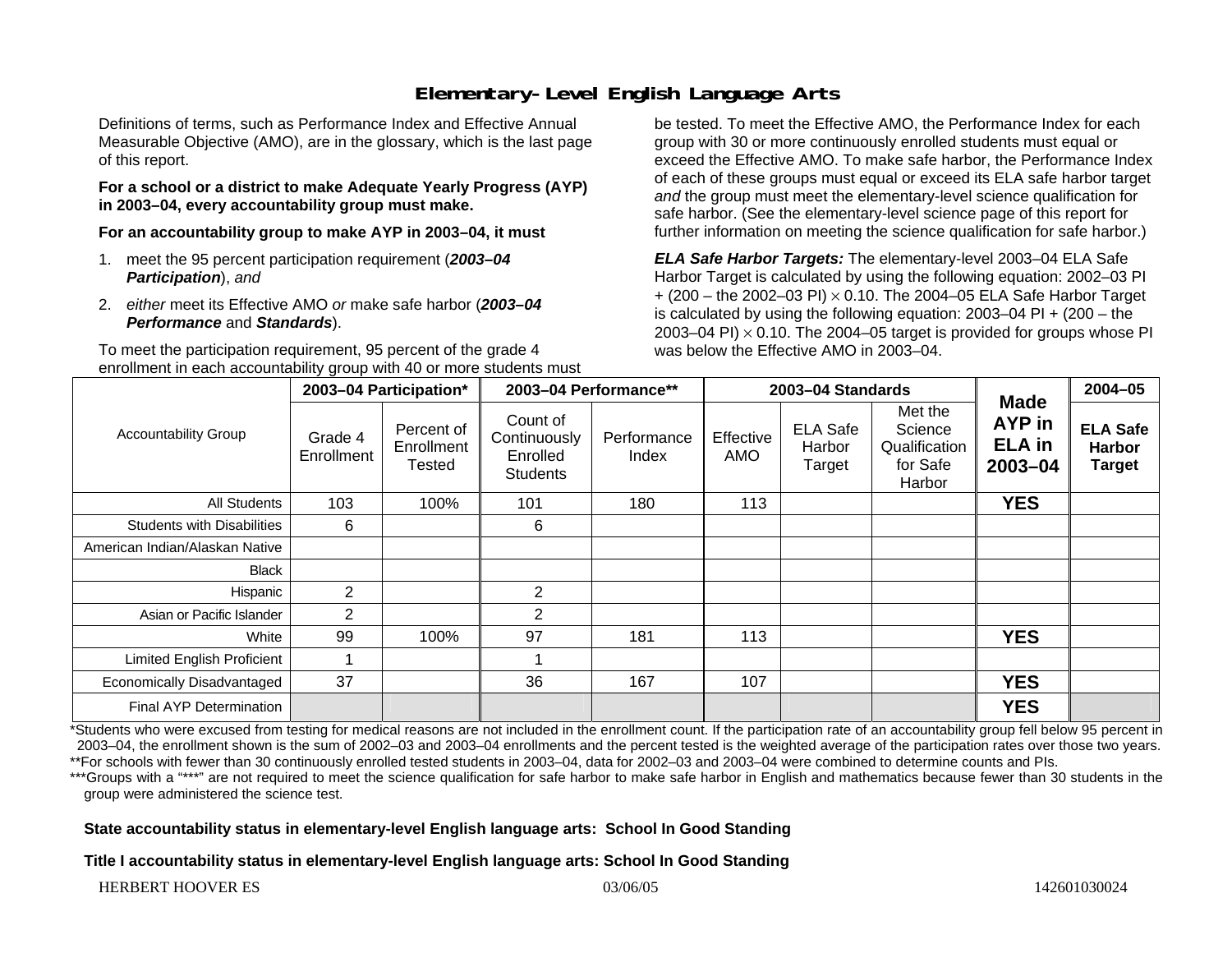# Elementary-Level English Language Arts

Definitions of terms, such as Performance Index and Effective Annual Measurable Objective (AMO), are in the glossary, which is the last page of this report.

**For a school or a district to make Adequate Yearly Progress (AYP) in 2003–04, every accountability group must make.**

**For an accountability group to make AYP in 2003–04, it must**

1. meet the 95 percent participation requirement (***2003–04 Participation***), *and*
2. *either* meet its Effective AMO *or* make safe harbor (***2003–04 Performance*** and ***Standards***).

To meet the participation requirement, 95 percent of the grade 4 enrollment in each accountability group with 40 or more students must be tested. To meet the Effective AMO, the Performance Index for each group with 30 or more continuously enrolled students must equal or exceed the Effective AMO. To make safe harbor, the Performance Index of each of these groups must equal or exceed its ELA safe harbor target *and* the group must meet the elementary-level science qualification for safe harbor. (See the elementary-level science page of this report for further information on meeting the science qualification for safe harbor.)

***ELA Safe Harbor Targets:*** The elementary-level 2003–04 ELA Safe Harbor Target is calculated by using the following equation: 2002–03 PI + (200 – the 2002–03 PI) $\times$ 0.10. The 2004–05 ELA Safe Harbor Target is calculated by using the following equation: 2003–04 PI + (200 – the 2003–04 PI) $\times$ 0.10. The 2004–05 target is provided for groups whose PI was below the Effective AMO in 2003–04.

| Accountability Group | 2003–04 Participation* | | 2003–04 Performance** | | 2003–04 Standards | | | Made AYP in ELA in 2003–04 | 2004–05 |
|---|---|---|---|---|---|---|---|---|---|
| | Grade 4 Enrollment | Percent of Enrollment Tested | Count of Continuously Enrolled Students | Performance Index | Effective AMO | ELA Safe Harbor Target | Met the Science Qualification for Safe Harbor | | ELA Safe Harbor Target |
| All Students | 103 | 100% | 101 | 180 | 113 | | | **YES** | |
| Students with Disabilities | 6 | | 6 | | | | | | |
| American Indian/Alaskan Native | | | | | | | | | |
| Black | | | | | | | | | |
| Hispanic | 2 | | 2 | | | | | | |
| Asian or Pacific Islander | 2 | | 2 | | | | | | |
| White | 99 | 100% | 97 | 181 | 113 | | | **YES** | |
| Limited English Proficient | 1 | | 1 | | | | | | |
| Economically Disadvantaged | 37 | | 36 | 167 | 107 | | | **YES** | |
| Final AYP Determination | | | | | | | | **YES** | |

*Students who were excused from testing for medical reasons are not included in the enrollment count. If the participation rate of an accountability group fell below 95 percent in 2003–04, the enrollment shown is the sum of 2002–03 and 2003–04 enrollments and the percent tested is the weighted average of the participation rates over those two years.

**For schools with fewer than 30 continuously enrolled tested students in 2003–04, data for 2002–03 and 2003–04 were combined to determine counts and PIs.

***Groups with a "***" are not required to meet the science qualification for safe harbor to make safe harbor in English and mathematics because fewer than 30 students in the group were administered the science test.

**State accountability status in elementary-level English language arts: School In Good Standing**

**Title I accountability status in elementary-level English language arts: School In Good Standing**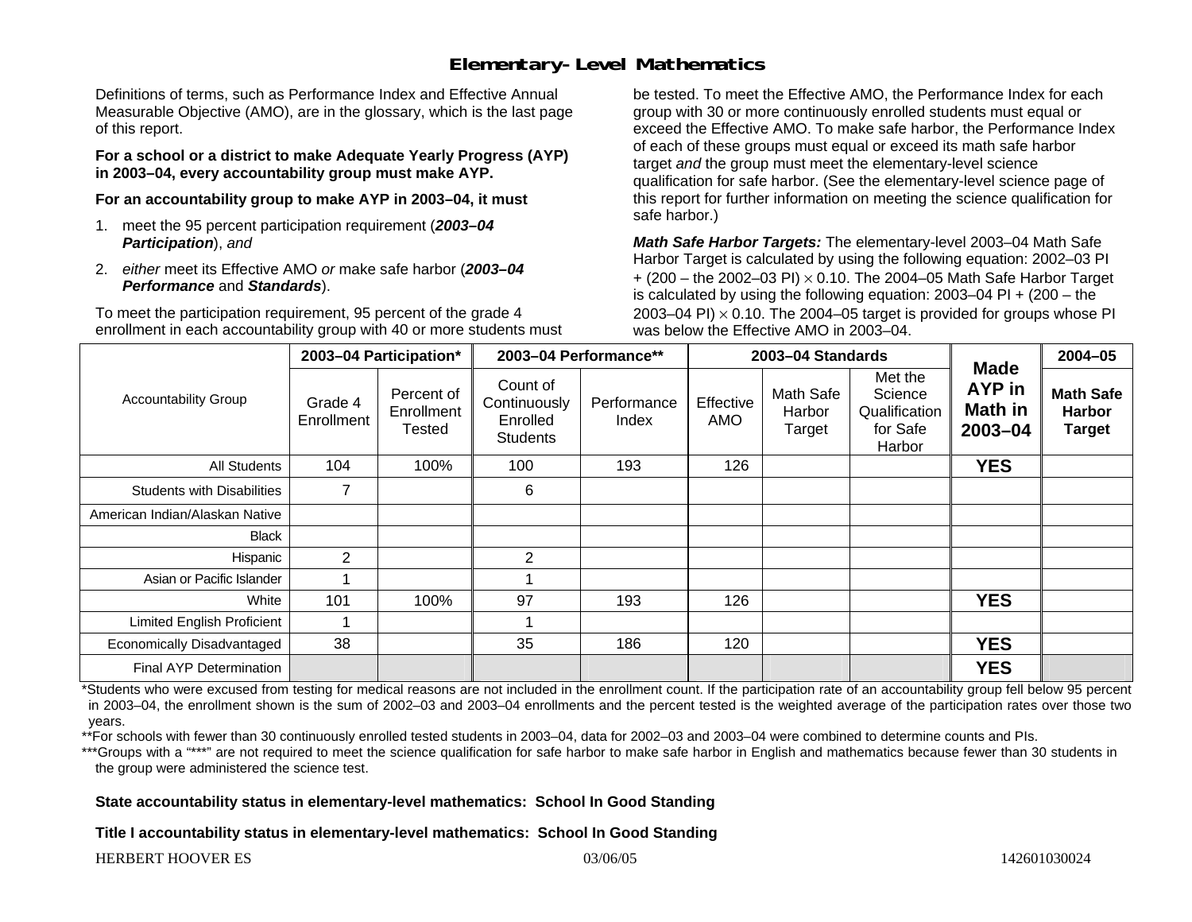# Elementary-Level Mathematics

Definitions of terms, such as Performance Index and Effective Annual Measurable Objective (AMO), are in the glossary, which is the last page of this report.

**For a school or a district to make Adequate Yearly Progress (AYP) in 2003–04, every accountability group must make AYP.**

**For an accountability group to make AYP in 2003–04, it must**

1. meet the 95 percent participation requirement (***2003–04 Participation***), *and*
2. *either* meet its Effective AMO *or* make safe harbor (***2003–04 Performance*** and ***Standards***).

To meet the participation requirement, 95 percent of the grade 4 enrollment in each accountability group with 40 or more students must be tested. To meet the Effective AMO, the Performance Index for each group with 30 or more continuously enrolled students must equal or exceed the Effective AMO. To make safe harbor, the Performance Index of each of these groups must equal or exceed its math safe harbor target *and* the group must meet the elementary-level science qualification for safe harbor. (See the elementary-level science page of this report for further information on meeting the science qualification for safe harbor.)

***Math Safe Harbor Targets:*** The elementary-level 2003–04 Math Safe Harbor Target is calculated by using the following equation: 2002–03 PI + (200 – the 2002–03 PI) $\times$ 0.10. The 2004–05 Math Safe Harbor Target is calculated by using the following equation: 2003–04 PI + (200 – the 2003–04 PI) $\times$ 0.10. The 2004–05 target is provided for groups whose PI was below the Effective AMO in 2003–04.

| Accountability Group | 2003–04 Participation* | | 2003–04 Performance** | | 2003–04 Standards | | | Made AYP in Math in 2003–04 | 2004–05 |
|---|---|---|---|---|---|---|---|---|---|
| | Grade 4 Enrollment | Percent of Enrollment Tested | Count of Continuously Enrolled Students | Performance Index | Effective AMO | Math Safe Harbor Target | Met the Science Qualification for Safe Harbor | | Math Safe Harbor Target |
| All Students | 104 | 100% | 100 | 193 | 126 | | | **YES** | |
| Students with Disabilities | 7 | | 6 | | | | | | |
| American Indian/Alaskan Native | | | | | | | | | |
| Black | | | | | | | | | |
| Hispanic | 2 | | 2 | | | | | | |
| Asian or Pacific Islander | 1 | | 1 | | | | | | |
| White | 101 | 100% | 97 | 193 | 126 | | | **YES** | |
| Limited English Proficient | 1 | | 1 | | | | | | |
| Economically Disadvantaged | 38 | | 35 | 186 | 120 | | | **YES** | |
| Final AYP Determination | | | | | | | | **YES** | |

*Students who were excused from testing for medical reasons are not included in the enrollment count. If the participation rate of an accountability group fell below 95 percent in 2003–04, the enrollment shown is the sum of 2002–03 and 2003–04 enrollments and the percent tested is the weighted average of the participation rates over those two years.

**For schools with fewer than 30 continuously enrolled tested students in 2003–04, data for 2002–03 and 2003–04 were combined to determine counts and PIs.

***Groups with a "***" are not required to meet the science qualification for safe harbor to make safe harbor in English and mathematics because fewer than 30 students in the group were administered the science test.

**State accountability status in elementary-level mathematics: School In Good Standing**

**Title I accountability status in elementary-level mathematics: School In Good Standing**

HERBERT HOOVER ES 03/06/05 142601030024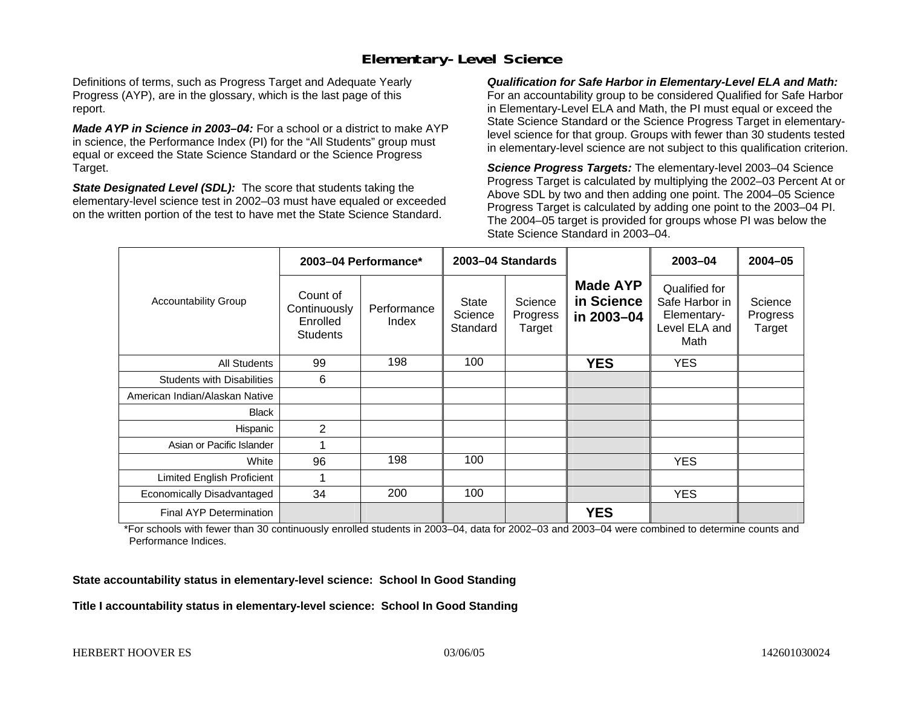# Elementary-Level Science

Definitions of terms, such as Progress Target and Adequate Yearly Progress (AYP), are in the glossary, which is the last page of this report.

***Made AYP in Science in 2003–04:*** For a school or a district to make AYP in science, the Performance Index (PI) for the "All Students" group must equal or exceed the State Science Standard or the Science Progress Target.

***State Designated Level (SDL):*** The score that students taking the elementary-level science test in 2002–03 must have equaled or exceeded on the written portion of the test to have met the State Science Standard.

***Qualification for Safe Harbor in Elementary-Level ELA and Math:*** For an accountability group to be considered Qualified for Safe Harbor in Elementary-Level ELA and Math, the PI must equal or exceed the State Science Standard or the Science Progress Target in elementary-level science for that group. Groups with fewer than 30 students tested in elementary-level science are not subject to this qualification criterion.

***Science Progress Targets:*** The elementary-level 2003–04 Science Progress Target is calculated by multiplying the 2002–03 Percent At or Above SDL by two and then adding one point. The 2004–05 Science Progress Target is calculated by adding one point to the 2003–04 PI. The 2004–05 target is provided for groups whose PI was below the State Science Standard in 2003–04.

| Accountability Group | 2003–04 Performance* | | 2003–04 Standards | | Made AYP in Science in 2003–04 | 2003–04 | 2004–05 |
|---|---|---|---|---|---|---|---|
| | Count of Continuously Enrolled Students | Performance Index | State Science Standard | Science Progress Target | | Qualified for Safe Harbor in Elementary-Level ELA and Math | Science Progress Target |
| All Students | 99 | 198 | 100 | | **YES** | YES | |
| Students with Disabilities | 6 | | | | | | |
| American Indian/Alaskan Native | | | | | | | |
| Black | | | | | | | |
| Hispanic | 2 | | | | | | |
| Asian or Pacific Islander | 1 | | | | | | |
| White | 96 | 198 | 100 | | | YES | |
| Limited English Proficient | 1 | | | | | | |
| Economically Disadvantaged | 34 | 200 | 100 | | | YES | |
| Final AYP Determination | | | | | **YES** | | |

*For schools with fewer than 30 continuously enrolled students in 2003–04, data for 2002–03 and 2003–04 were combined to determine counts and Performance Indices.

**State accountability status in elementary-level science: School In Good Standing**

**Title I accountability status in elementary-level science: School In Good Standing**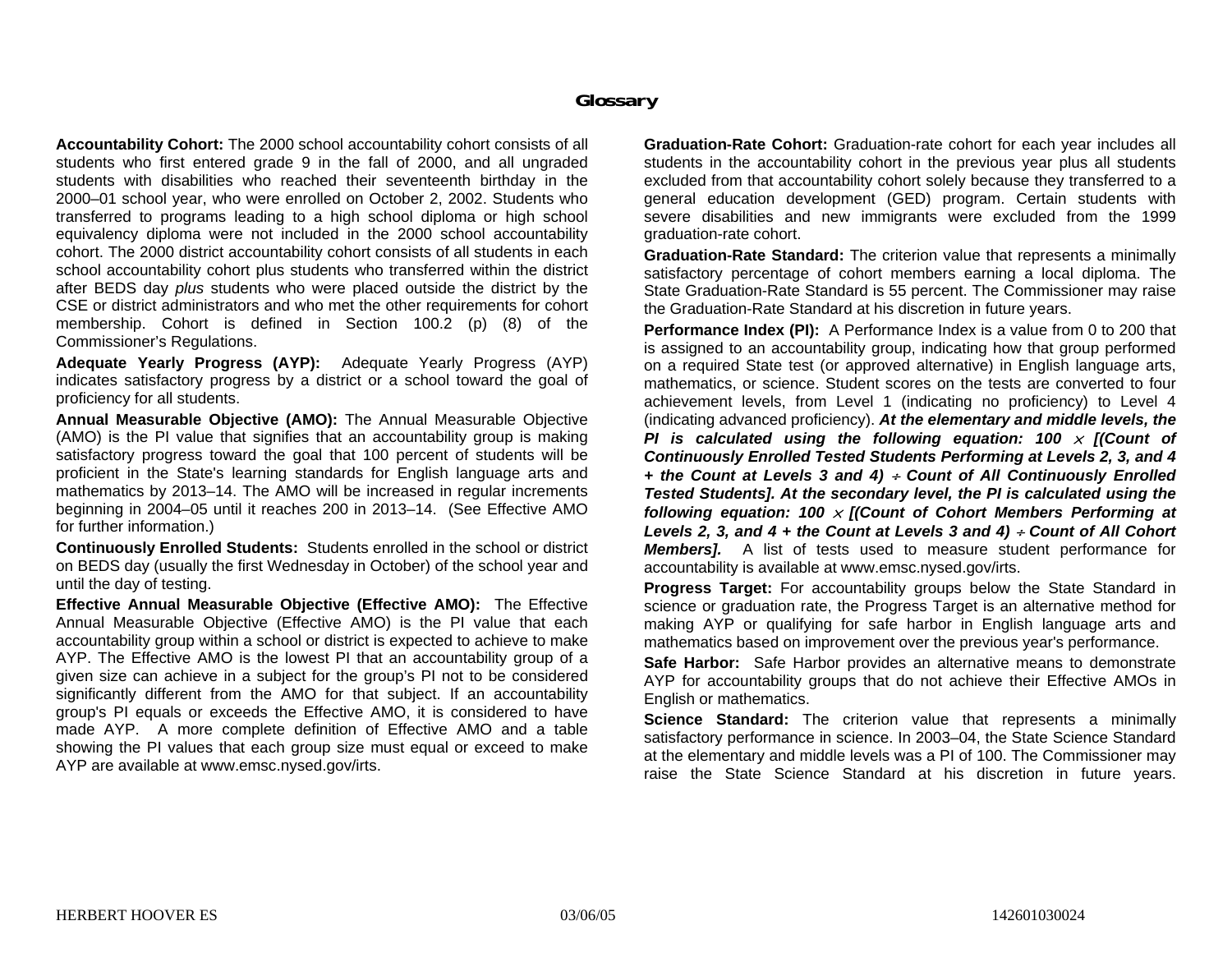# Glossary

**Accountability Cohort:** The 2000 school accountability cohort consists of all students who first entered grade 9 in the fall of 2000, and all ungraded students with disabilities who reached their seventeenth birthday in the 2000–01 school year, who were enrolled on October 2, 2002. Students who transferred to programs leading to a high school diploma or high school equivalency diploma were not included in the 2000 school accountability cohort. The 2000 district accountability cohort consists of all students in each school accountability cohort plus students who transferred within the district after BEDS day *plus* students who were placed outside the district by the CSE or district administrators and who met the other requirements for cohort membership. Cohort is defined in Section 100.2 (p) (8) of the Commissioner's Regulations.

**Adequate Yearly Progress (AYP):** Adequate Yearly Progress (AYP) indicates satisfactory progress by a district or a school toward the goal of proficiency for all students.

**Annual Measurable Objective (AMO):** The Annual Measurable Objective (AMO) is the PI value that signifies that an accountability group is making satisfactory progress toward the goal that 100 percent of students will be proficient in the State's learning standards for English language arts and mathematics by 2013–14. The AMO will be increased in regular increments beginning in 2004–05 until it reaches 200 in 2013–14. (See Effective AMO for further information.)

**Continuously Enrolled Students:** Students enrolled in the school or district on BEDS day (usually the first Wednesday in October) of the school year and until the day of testing.

**Effective Annual Measurable Objective (Effective AMO):** The Effective Annual Measurable Objective (Effective AMO) is the PI value that each accountability group within a school or district is expected to achieve to make AYP. The Effective AMO is the lowest PI that an accountability group of a given size can achieve in a subject for the group's PI not to be considered significantly different from the AMO for that subject. If an accountability group's PI equals or exceeds the Effective AMO, it is considered to have made AYP. A more complete definition of Effective AMO and a table showing the PI values that each group size must equal or exceed to make AYP are available at www.emsc.nysed.gov/irts.

**Graduation-Rate Cohort:** Graduation-rate cohort for each year includes all students in the accountability cohort in the previous year plus all students excluded from that accountability cohort solely because they transferred to a general education development (GED) program. Certain students with severe disabilities and new immigrants were excluded from the 1999 graduation-rate cohort.

**Graduation-Rate Standard:** The criterion value that represents a minimally satisfactory percentage of cohort members earning a local diploma. The State Graduation-Rate Standard is 55 percent. The Commissioner may raise the Graduation-Rate Standard at his discretion in future years.

**Performance Index (PI):** A Performance Index is a value from 0 to 200 that is assigned to an accountability group, indicating how that group performed on a required State test (or approved alternative) in English language arts, mathematics, or science. Student scores on the tests are converted to four achievement levels, from Level 1 (indicating no proficiency) to Level 4 (indicating advanced proficiency). ***At the elementary and middle levels, the PI is calculated using the following equation: 100 × [(Count of Continuously Enrolled Tested Students Performing at Levels 2, 3, and 4 + the Count at Levels 3 and 4) ÷ Count of All Continuously Enrolled Tested Students]. At the secondary level, the PI is calculated using the following equation: 100 × [(Count of Cohort Members Performing at Levels 2, 3, and 4 + the Count at Levels 3 and 4) ÷ Count of All Cohort Members].*** A list of tests used to measure student performance for accountability is available at www.emsc.nysed.gov/irts.

**Progress Target:** For accountability groups below the State Standard in science or graduation rate, the Progress Target is an alternative method for making AYP or qualifying for safe harbor in English language arts and mathematics based on improvement over the previous year's performance.

**Safe Harbor:** Safe Harbor provides an alternative means to demonstrate AYP for accountability groups that do not achieve their Effective AMOs in English or mathematics.

**Science Standard:** The criterion value that represents a minimally satisfactory performance in science. In 2003–04, the State Science Standard at the elementary and middle levels was a PI of 100. The Commissioner may raise the State Science Standard at his discretion in future years.